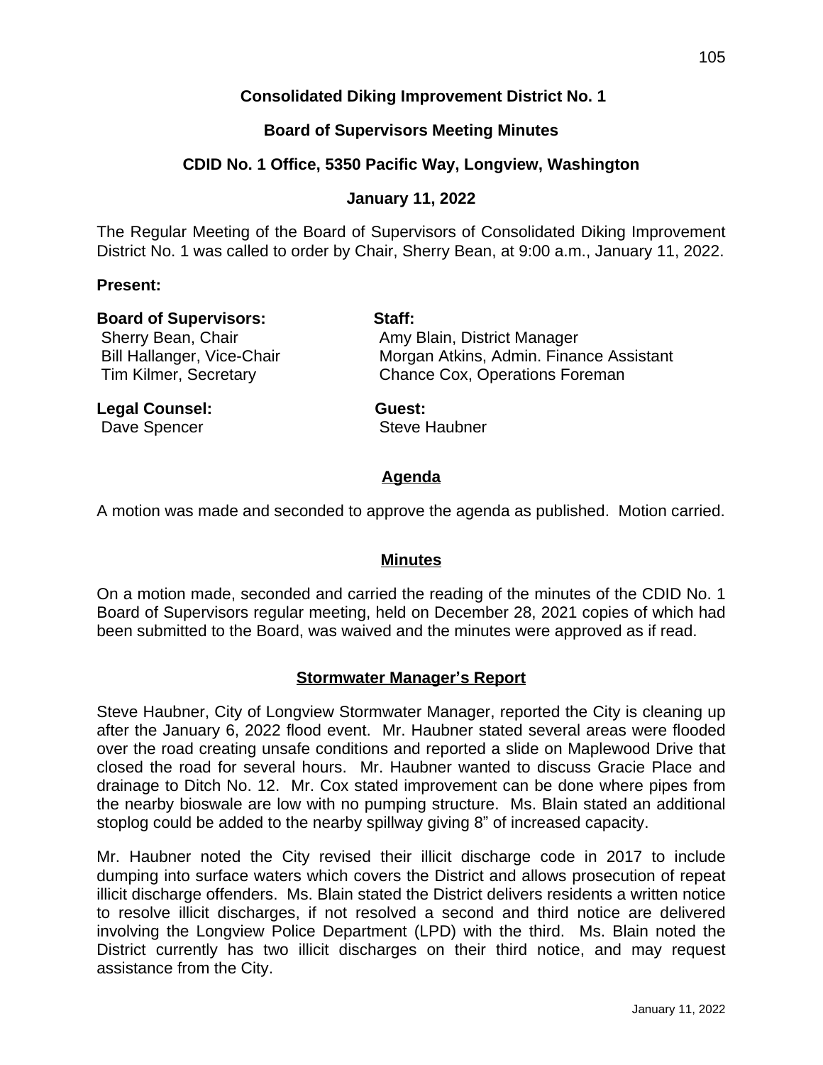# Consolidated Diking Improvement District No. 1

## Board of Supervisors Meeting Minutes

## CDID No. 1 Office, 5350 Pacific Way, Longview, Washington

## January 11, 2022

The Regular Meeting of the Board of Supervisors of Consolidated Diking Improvement District No. 1 was called to order by Chair, Sherry Bean, at 9:00 a.m., January 11, 2022.

**Present:**

**Board of Supervisors:**
Sherry Bean, Chair
Bill Hallanger, Vice-Chair
Tim Kilmer, Secretary

**Staff:**
Amy Blain, District Manager
Morgan Atkins, Admin. Finance Assistant
Chance Cox, Operations Foreman

**Legal Counsel:**
Dave Spencer

**Guest:**
Steve Haubner

### Agenda

A motion was made and seconded to approve the agenda as published. Motion carried.

### Minutes

On a motion made, seconded and carried the reading of the minutes of the CDID No. 1 Board of Supervisors regular meeting, held on December 28, 2021 copies of which had been submitted to the Board, was waived and the minutes were approved as if read.

### Stormwater Manager's Report

Steve Haubner, City of Longview Stormwater Manager, reported the City is cleaning up after the January 6, 2022 flood event. Mr. Haubner stated several areas were flooded over the road creating unsafe conditions and reported a slide on Maplewood Drive that closed the road for several hours. Mr. Haubner wanted to discuss Gracie Place and drainage to Ditch No. 12. Mr. Cox stated improvement can be done where pipes from the nearby bioswale are low with no pumping structure. Ms. Blain stated an additional stoplog could be added to the nearby spillway giving 8" of increased capacity.

Mr. Haubner noted the City revised their illicit discharge code in 2017 to include dumping into surface waters which covers the District and allows prosecution of repeat illicit discharge offenders. Ms. Blain stated the District delivers residents a written notice to resolve illicit discharges, if not resolved a second and third notice are delivered involving the Longview Police Department (LPD) with the third. Ms. Blain noted the District currently has two illicit discharges on their third notice, and may request assistance from the City.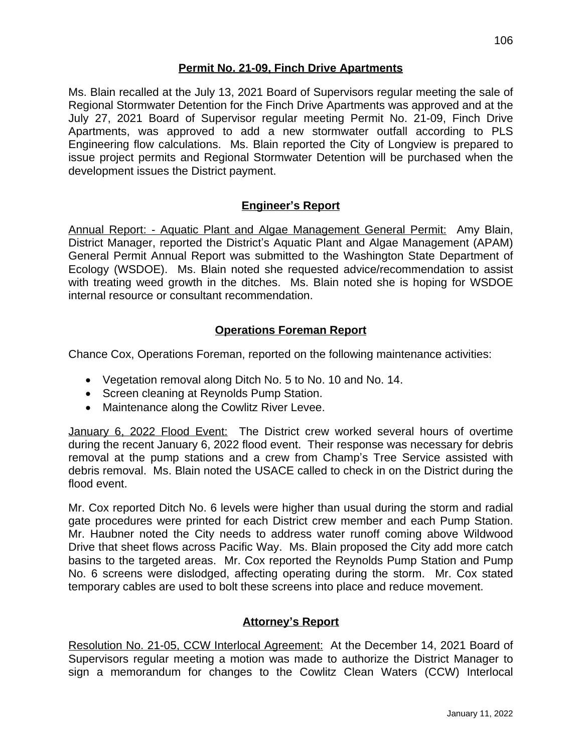## Permit No. 21-09, Finch Drive Apartments

Ms. Blain recalled at the July 13, 2021 Board of Supervisors regular meeting the sale of Regional Stormwater Detention for the Finch Drive Apartments was approved and at the July 27, 2021 Board of Supervisor regular meeting Permit No. 21-09, Finch Drive Apartments, was approved to add a new stormwater outfall according to PLS Engineering flow calculations. Ms. Blain reported the City of Longview is prepared to issue project permits and Regional Stormwater Detention will be purchased when the development issues the District payment.

## Engineer's Report

Annual Report: - Aquatic Plant and Algae Management General Permit: Amy Blain, District Manager, reported the District's Aquatic Plant and Algae Management (APAM) General Permit Annual Report was submitted to the Washington State Department of Ecology (WSDOE). Ms. Blain noted she requested advice/recommendation to assist with treating weed growth in the ditches. Ms. Blain noted she is hoping for WSDOE internal resource or consultant recommendation.

## Operations Foreman Report

Chance Cox, Operations Foreman, reported on the following maintenance activities:

- Vegetation removal along Ditch No. 5 to No. 10 and No. 14.
- Screen cleaning at Reynolds Pump Station.
- Maintenance along the Cowlitz River Levee.

January 6, 2022 Flood Event: The District crew worked several hours of overtime during the recent January 6, 2022 flood event. Their response was necessary for debris removal at the pump stations and a crew from Champ's Tree Service assisted with debris removal. Ms. Blain noted the USACE called to check in on the District during the flood event.

Mr. Cox reported Ditch No. 6 levels were higher than usual during the storm and radial gate procedures were printed for each District crew member and each Pump Station. Mr. Haubner noted the City needs to address water runoff coming above Wildwood Drive that sheet flows across Pacific Way. Ms. Blain proposed the City add more catch basins to the targeted areas. Mr. Cox reported the Reynolds Pump Station and Pump No. 6 screens were dislodged, affecting operating during the storm. Mr. Cox stated temporary cables are used to bolt these screens into place and reduce movement.

## Attorney's Report

Resolution No. 21-05, CCW Interlocal Agreement: At the December 14, 2021 Board of Supervisors regular meeting a motion was made to authorize the District Manager to sign a memorandum for changes to the Cowlitz Clean Waters (CCW) Interlocal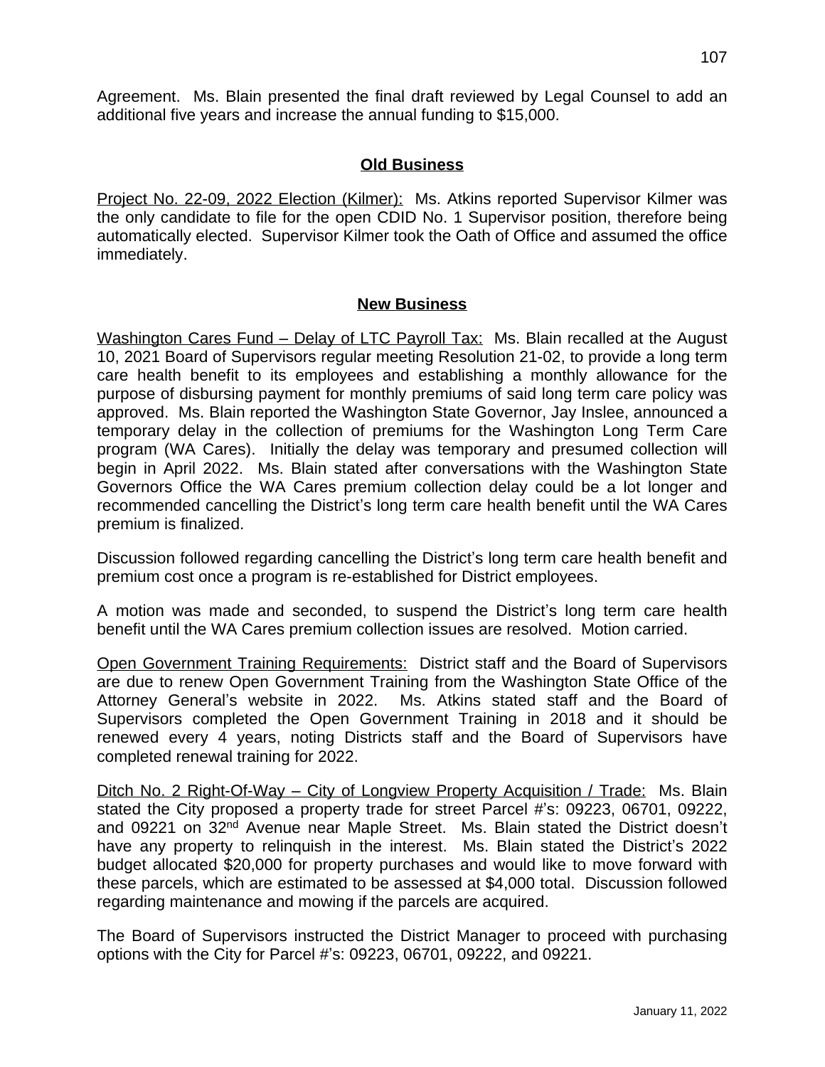Agreement. Ms. Blain presented the final draft reviewed by Legal Counsel to add an additional five years and increase the annual funding to $15,000.

## Old Business

Project No. 22-09, 2022 Election (Kilmer): Ms. Atkins reported Supervisor Kilmer was the only candidate to file for the open CDID No. 1 Supervisor position, therefore being automatically elected. Supervisor Kilmer took the Oath of Office and assumed the office immediately.

## New Business

Washington Cares Fund – Delay of LTC Payroll Tax: Ms. Blain recalled at the August 10, 2021 Board of Supervisors regular meeting Resolution 21-02, to provide a long term care health benefit to its employees and establishing a monthly allowance for the purpose of disbursing payment for monthly premiums of said long term care policy was approved. Ms. Blain reported the Washington State Governor, Jay Inslee, announced a temporary delay in the collection of premiums for the Washington Long Term Care program (WA Cares). Initially the delay was temporary and presumed collection will begin in April 2022. Ms. Blain stated after conversations with the Washington State Governors Office the WA Cares premium collection delay could be a lot longer and recommended cancelling the District's long term care health benefit until the WA Cares premium is finalized.

Discussion followed regarding cancelling the District's long term care health benefit and premium cost once a program is re-established for District employees.

A motion was made and seconded, to suspend the District's long term care health benefit until the WA Cares premium collection issues are resolved. Motion carried.

Open Government Training Requirements: District staff and the Board of Supervisors are due to renew Open Government Training from the Washington State Office of the Attorney General's website in 2022. Ms. Atkins stated staff and the Board of Supervisors completed the Open Government Training in 2018 and it should be renewed every 4 years, noting Districts staff and the Board of Supervisors have completed renewal training for 2022.

Ditch No. 2 Right-Of-Way – City of Longview Property Acquisition / Trade: Ms. Blain stated the City proposed a property trade for street Parcel #'s: 09223, 06701, 09222, and 09221 on 32nd Avenue near Maple Street. Ms. Blain stated the District doesn't have any property to relinquish in the interest. Ms. Blain stated the District's 2022 budget allocated $20,000 for property purchases and would like to move forward with these parcels, which are estimated to be assessed at $4,000 total. Discussion followed regarding maintenance and mowing if the parcels are acquired.

The Board of Supervisors instructed the District Manager to proceed with purchasing options with the City for Parcel #'s: 09223, 06701, 09222, and 09221.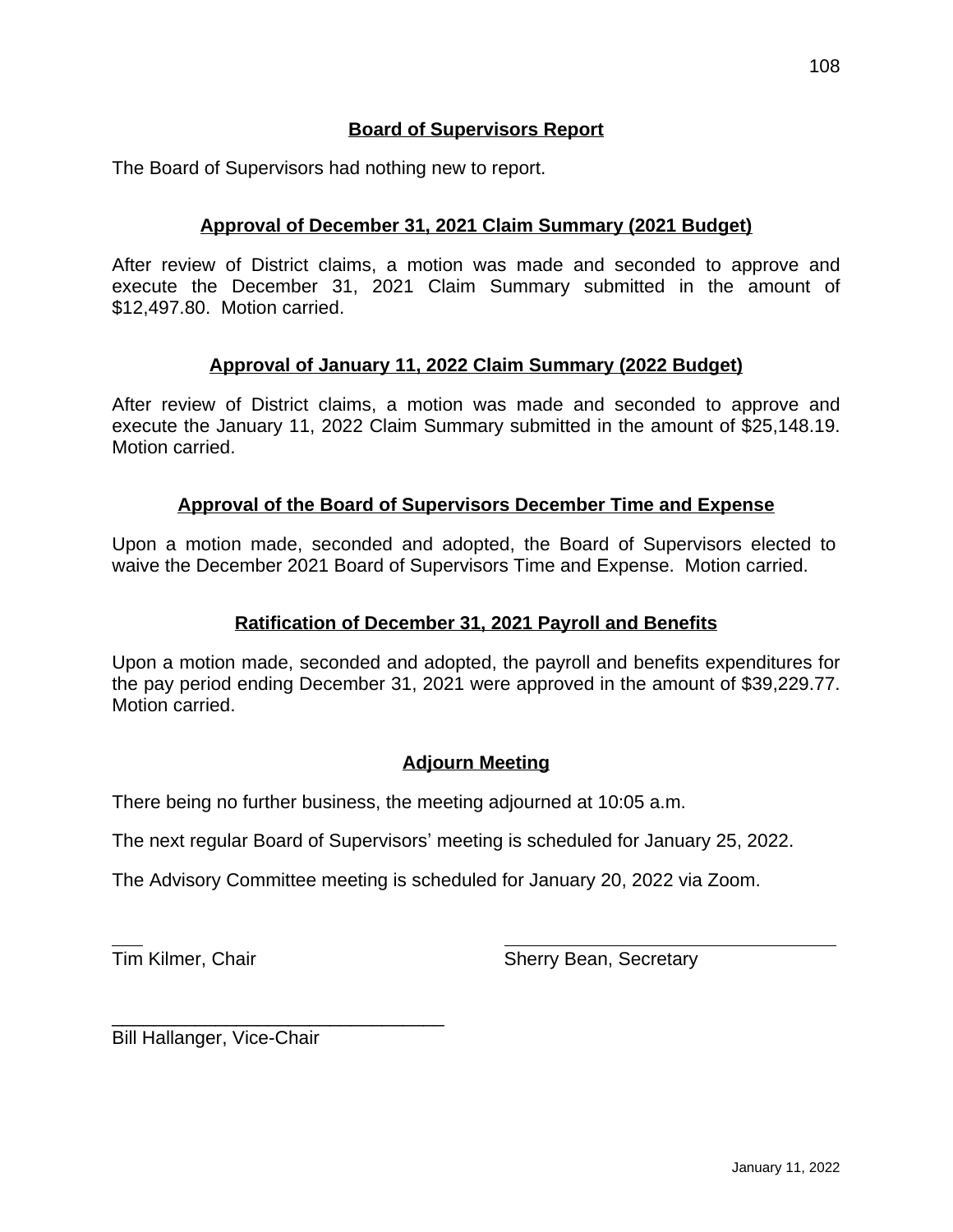## Board of Supervisors Report

The Board of Supervisors had nothing new to report.

## Approval of December 31, 2021 Claim Summary (2021 Budget)

After review of District claims, a motion was made and seconded to approve and execute the December 31, 2021 Claim Summary submitted in the amount of $12,497.80. Motion carried.

## Approval of January 11, 2022 Claim Summary (2022 Budget)

After review of District claims, a motion was made and seconded to approve and execute the January 11, 2022 Claim Summary submitted in the amount of $25,148.19. Motion carried.

## Approval of the Board of Supervisors December Time and Expense

Upon a motion made, seconded and adopted, the Board of Supervisors elected to waive the December 2021 Board of Supervisors Time and Expense. Motion carried.

## Ratification of December 31, 2021 Payroll and Benefits

Upon a motion made, seconded and adopted, the payroll and benefits expenditures for the pay period ending December 31, 2021 were approved in the amount of $39,229.77. Motion carried.

## Adjourn Meeting

There being no further business, the meeting adjourned at 10:05 a.m.

The next regular Board of Supervisors' meeting is scheduled for January 25, 2022.

The Advisory Committee meeting is scheduled for January 20, 2022 via Zoom.

___ 
Tim Kilmer, Chair

___________________________________
Sherry Bean, Secretary

_________________________________
Bill Hallanger, Vice-Chair